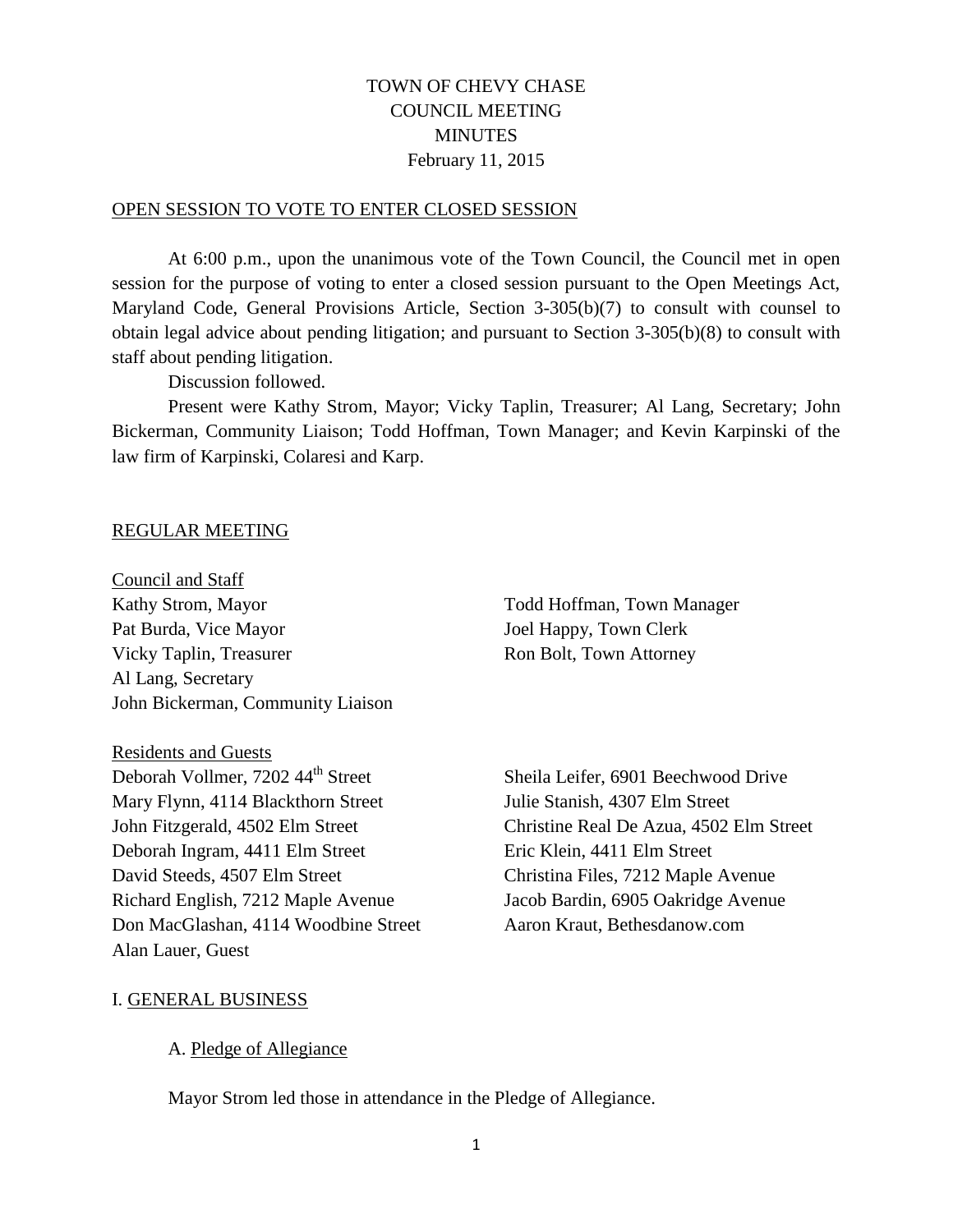# TOWN OF CHEVY CHASE
# COUNCIL MEETING
# MINUTES
## February 11, 2015

OPEN SESSION TO VOTE TO ENTER CLOSED SESSION

At 6:00 p.m., upon the unanimous vote of the Town Council, the Council met in open session for the purpose of voting to enter a closed session pursuant to the Open Meetings Act, Maryland Code, General Provisions Article, Section 3-305(b)(7) to consult with counsel to obtain legal advice about pending litigation; and pursuant to Section 3-305(b)(8) to consult with staff about pending litigation.

Discussion followed.

Present were Kathy Strom, Mayor; Vicky Taplin, Treasurer; Al Lang, Secretary; John Bickerman, Community Liaison; Todd Hoffman, Town Manager; and Kevin Karpinski of the law firm of Karpinski, Colaresi and Karp.

REGULAR MEETING

Council and Staff

Kathy Strom, Mayor
Pat Burda, Vice Mayor
Vicky Taplin, Treasurer
Al Lang, Secretary
John Bickerman, Community Liaison
Todd Hoffman, Town Manager
Joel Happy, Town Clerk
Ron Bolt, Town Attorney

Residents and Guests

Deborah Vollmer, 7202 44th Street
Mary Flynn, 4114 Blackthorn Street
John Fitzgerald, 4502 Elm Street
Deborah Ingram, 4411 Elm Street
David Steeds, 4507 Elm Street
Richard English, 7212 Maple Avenue
Don MacGlashan, 4114 Woodbine Street
Alan Lauer, Guest
Sheila Leifer, 6901 Beechwood Drive
Julie Stanish, 4307 Elm Street
Christine Real De Azua, 4502 Elm Street
Eric Klein, 4411 Elm Street
Christina Files, 7212 Maple Avenue
Jacob Bardin, 6905 Oakridge Avenue
Aaron Kraut, Bethesdanow.com

I. GENERAL BUSINESS

A. Pledge of Allegiance

Mayor Strom led those in attendance in the Pledge of Allegiance.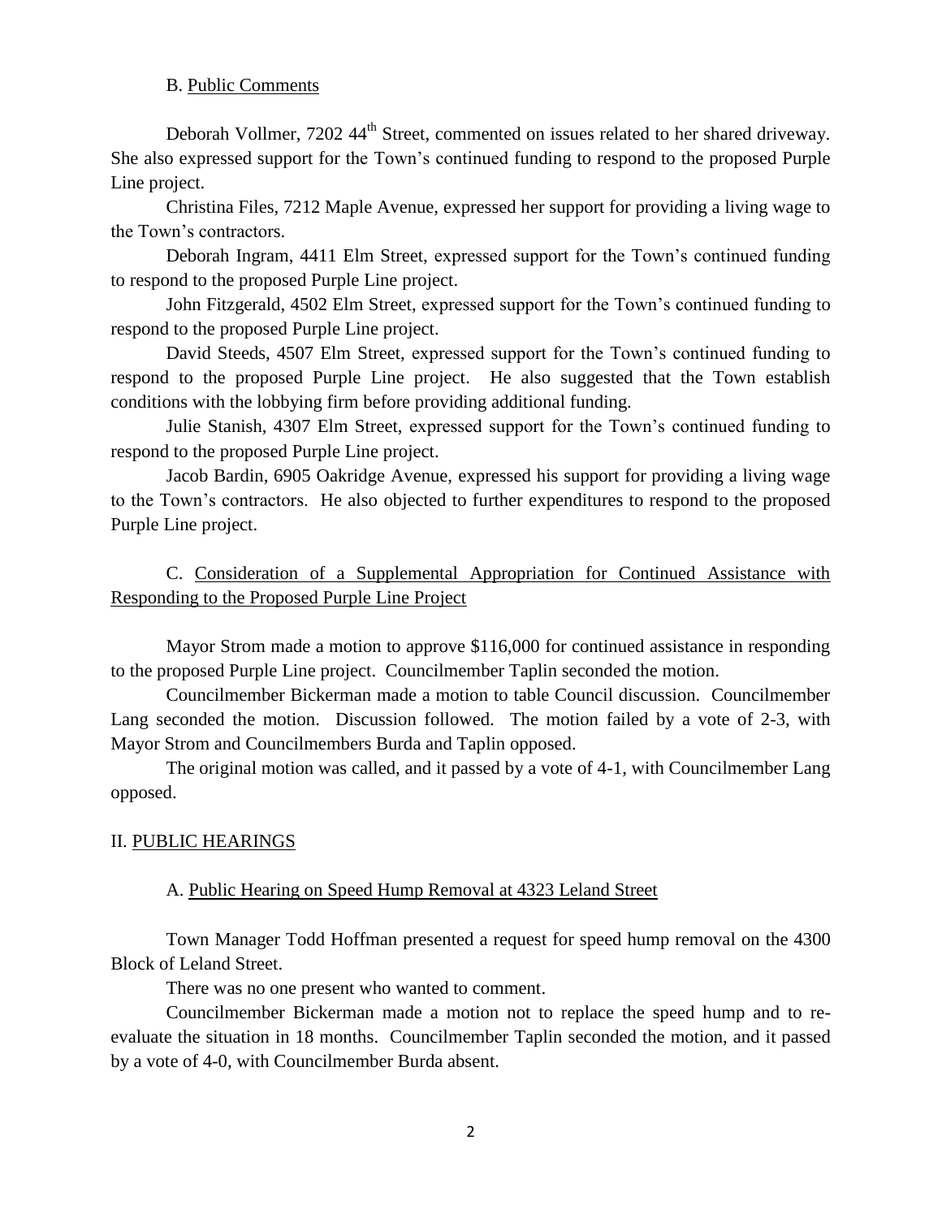B. Public Comments

Deborah Vollmer, 7202 44th Street, commented on issues related to her shared driveway. She also expressed support for the Town's continued funding to respond to the proposed Purple Line project.

Christina Files, 7212 Maple Avenue, expressed her support for providing a living wage to the Town's contractors.

Deborah Ingram, 4411 Elm Street, expressed support for the Town's continued funding to respond to the proposed Purple Line project.

John Fitzgerald, 4502 Elm Street, expressed support for the Town's continued funding to respond to the proposed Purple Line project.

David Steeds, 4507 Elm Street, expressed support for the Town's continued funding to respond to the proposed Purple Line project. He also suggested that the Town establish conditions with the lobbying firm before providing additional funding.

Julie Stanish, 4307 Elm Street, expressed support for the Town's continued funding to respond to the proposed Purple Line project.

Jacob Bardin, 6905 Oakridge Avenue, expressed his support for providing a living wage to the Town's contractors. He also objected to further expenditures to respond to the proposed Purple Line project.

C. Consideration of a Supplemental Appropriation for Continued Assistance with Responding to the Proposed Purple Line Project

Mayor Strom made a motion to approve $116,000 for continued assistance in responding to the proposed Purple Line project. Councilmember Taplin seconded the motion.

Councilmember Bickerman made a motion to table Council discussion. Councilmember Lang seconded the motion. Discussion followed. The motion failed by a vote of 2-3, with Mayor Strom and Councilmembers Burda and Taplin opposed.

The original motion was called, and it passed by a vote of 4-1, with Councilmember Lang opposed.

## II. PUBLIC HEARINGS

A. Public Hearing on Speed Hump Removal at 4323 Leland Street

Town Manager Todd Hoffman presented a request for speed hump removal on the 4300 Block of Leland Street.

There was no one present who wanted to comment.

Councilmember Bickerman made a motion not to replace the speed hump and to re-evaluate the situation in 18 months. Councilmember Taplin seconded the motion, and it passed by a vote of 4-0, with Councilmember Burda absent.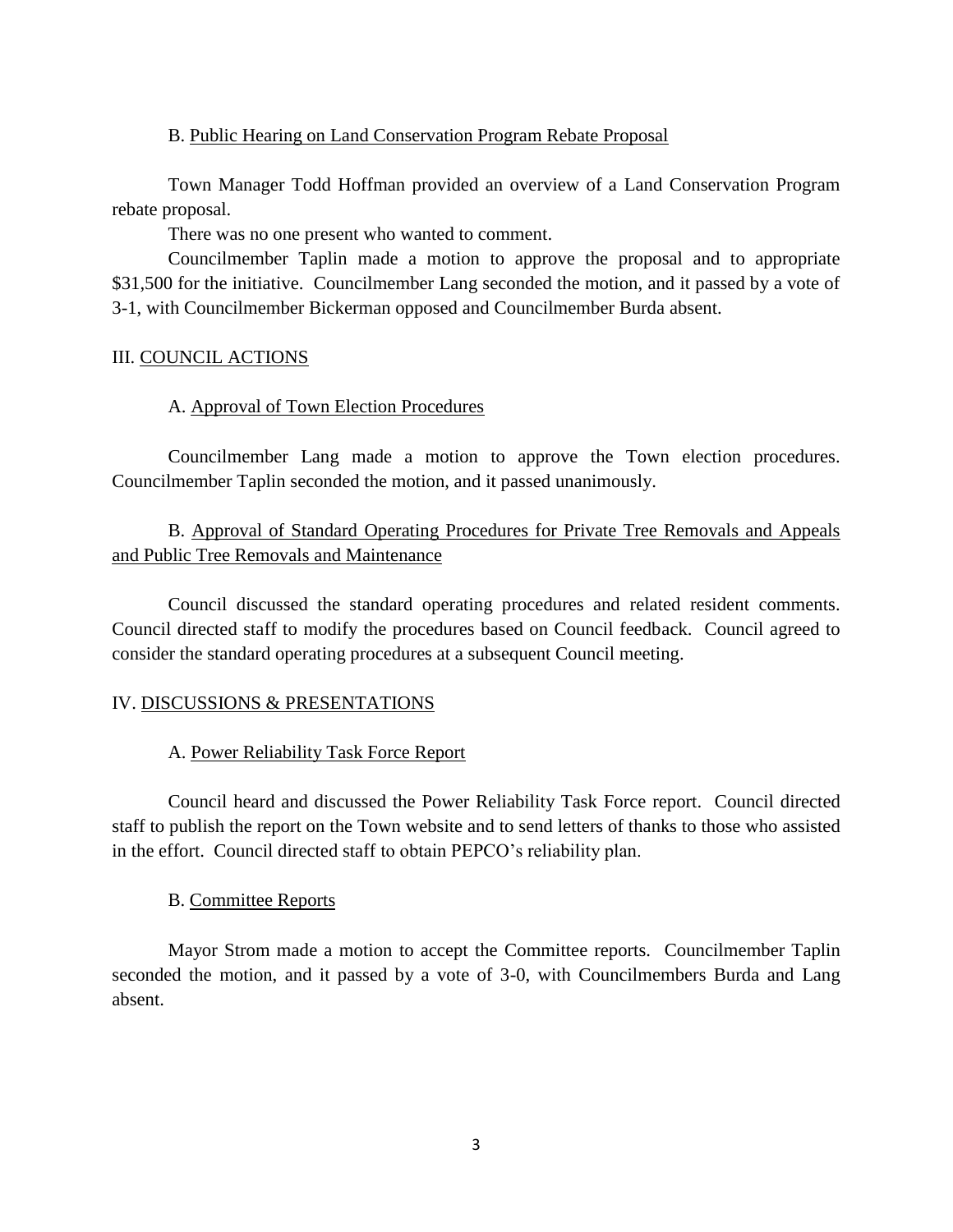B. Public Hearing on Land Conservation Program Rebate Proposal

Town Manager Todd Hoffman provided an overview of a Land Conservation Program rebate proposal.

There was no one present who wanted to comment.

Councilmember Taplin made a motion to approve the proposal and to appropriate $31,500 for the initiative. Councilmember Lang seconded the motion, and it passed by a vote of 3-1, with Councilmember Bickerman opposed and Councilmember Burda absent.

## III. COUNCIL ACTIONS

### A. Approval of Town Election Procedures

Councilmember Lang made a motion to approve the Town election procedures. Councilmember Taplin seconded the motion, and it passed unanimously.

### B. Approval of Standard Operating Procedures for Private Tree Removals and Appeals and Public Tree Removals and Maintenance

Council discussed the standard operating procedures and related resident comments. Council directed staff to modify the procedures based on Council feedback. Council agreed to consider the standard operating procedures at a subsequent Council meeting.

## IV. DISCUSSIONS & PRESENTATIONS

### A. Power Reliability Task Force Report

Council heard and discussed the Power Reliability Task Force report. Council directed staff to publish the report on the Town website and to send letters of thanks to those who assisted in the effort. Council directed staff to obtain PEPCO's reliability plan.

### B. Committee Reports

Mayor Strom made a motion to accept the Committee reports. Councilmember Taplin seconded the motion, and it passed by a vote of 3-0, with Councilmembers Burda and Lang absent.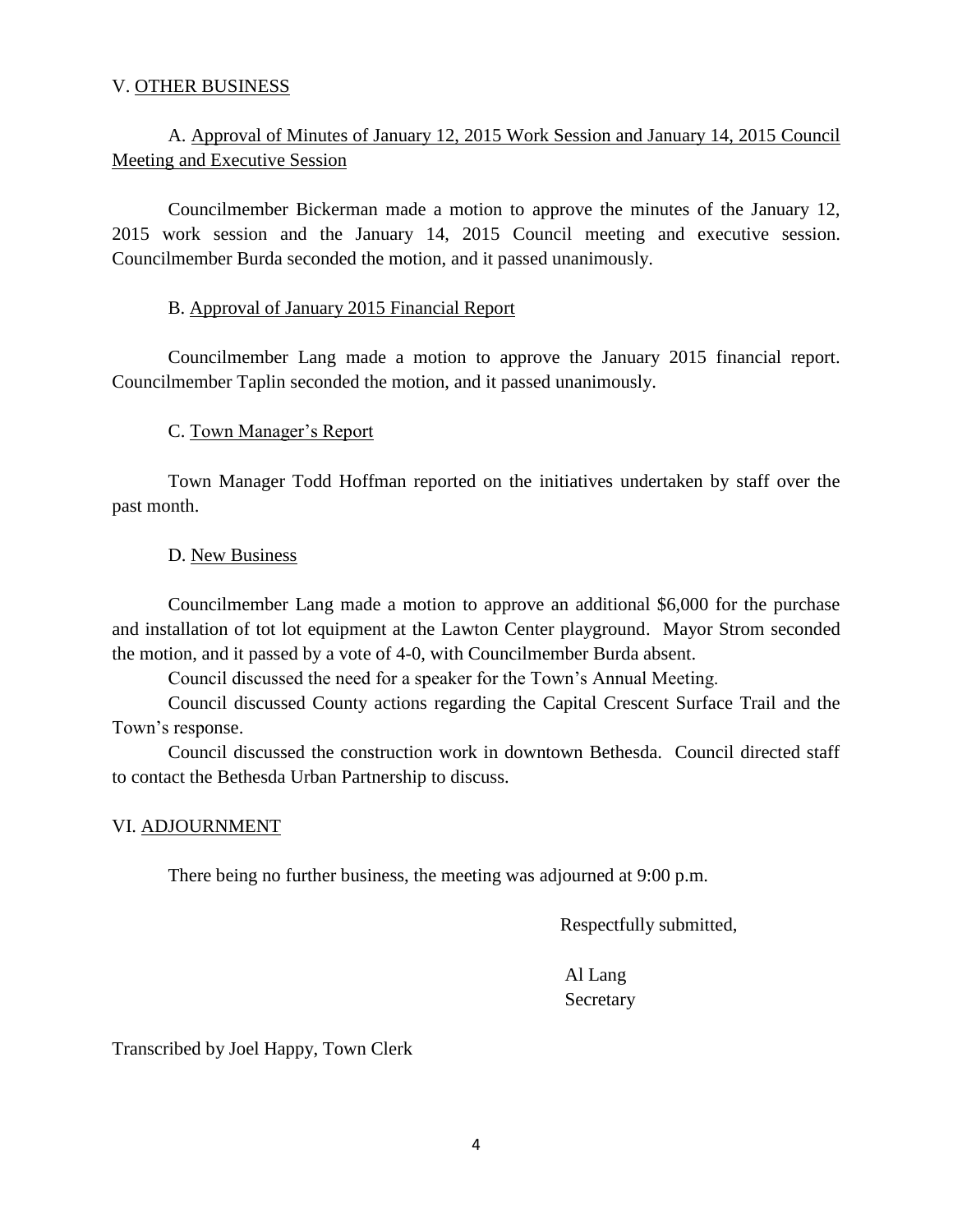## V. OTHER BUSINESS

### A. Approval of Minutes of January 12, 2015 Work Session and January 14, 2015 Council Meeting and Executive Session

Councilmember Bickerman made a motion to approve the minutes of the January 12, 2015 work session and the January 14, 2015 Council meeting and executive session. Councilmember Burda seconded the motion, and it passed unanimously.

### B. Approval of January 2015 Financial Report

Councilmember Lang made a motion to approve the January 2015 financial report. Councilmember Taplin seconded the motion, and it passed unanimously.

### C. Town Manager's Report

Town Manager Todd Hoffman reported on the initiatives undertaken by staff over the past month.

### D. New Business

Councilmember Lang made a motion to approve an additional $6,000 for the purchase and installation of tot lot equipment at the Lawton Center playground. Mayor Strom seconded the motion, and it passed by a vote of 4-0, with Councilmember Burda absent.

Council discussed the need for a speaker for the Town's Annual Meeting.

Council discussed County actions regarding the Capital Crescent Surface Trail and the Town's response.

Council discussed the construction work in downtown Bethesda. Council directed staff to contact the Bethesda Urban Partnership to discuss.

## VI. ADJOURNMENT

There being no further business, the meeting was adjourned at 9:00 p.m.

Respectfully submitted,

Al Lang
Secretary

Transcribed by Joel Happy, Town Clerk